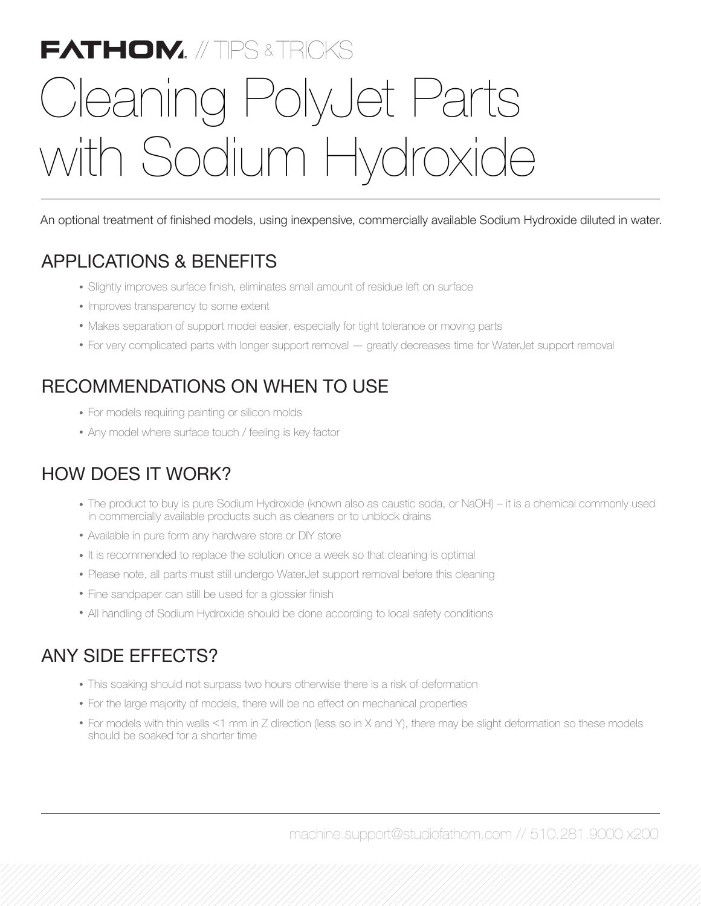FATHOM // TIPS & TRICKS

# Cleaning PolyJet Parts with Sodium Hydroxide

An optional treatment of finished models, using inexpensive, commercially available Sodium Hydroxide diluted in water.

## APPLICATIONS & BENEFITS

- Slightly improves surface finish, eliminates small amount of residue left on surface
- Improves transparency to some extent
- Makes separation of support model easier, especially for tight tolerance or moving parts
- For very complicated parts with longer support removal — greatly decreases time for WaterJet support removal

## RECOMMENDATIONS ON WHEN TO USE

- For models requiring painting or silicon molds
- Any model where surface touch / feeling is key factor

## HOW DOES IT WORK?

- The product to buy is pure Sodium Hydroxide (known also as caustic soda, or NaOH) – it is a chemical commonly used in commercially available products such as cleaners or to unblock drains
- Available in pure form any hardware store or DIY store
- It is recommended to replace the solution once a week so that cleaning is optimal
- Please note, all parts must still undergo WaterJet support removal before this cleaning
- Fine sandpaper can still be used for a glossier finish
- All handling of Sodium Hydroxide should be done according to local safety conditions

## ANY SIDE EFFECTS?

- This soaking should not surpass two hours otherwise there is a risk of deformation
- For the large majority of models, there will be no effect on mechanical properties
- For models with thin walls <1 mm in Z direction (less so in X and Y), there may be slight deformation so these models should be soaked for a shorter time

machine.support@studiofathom.com // 510.281.9000 x200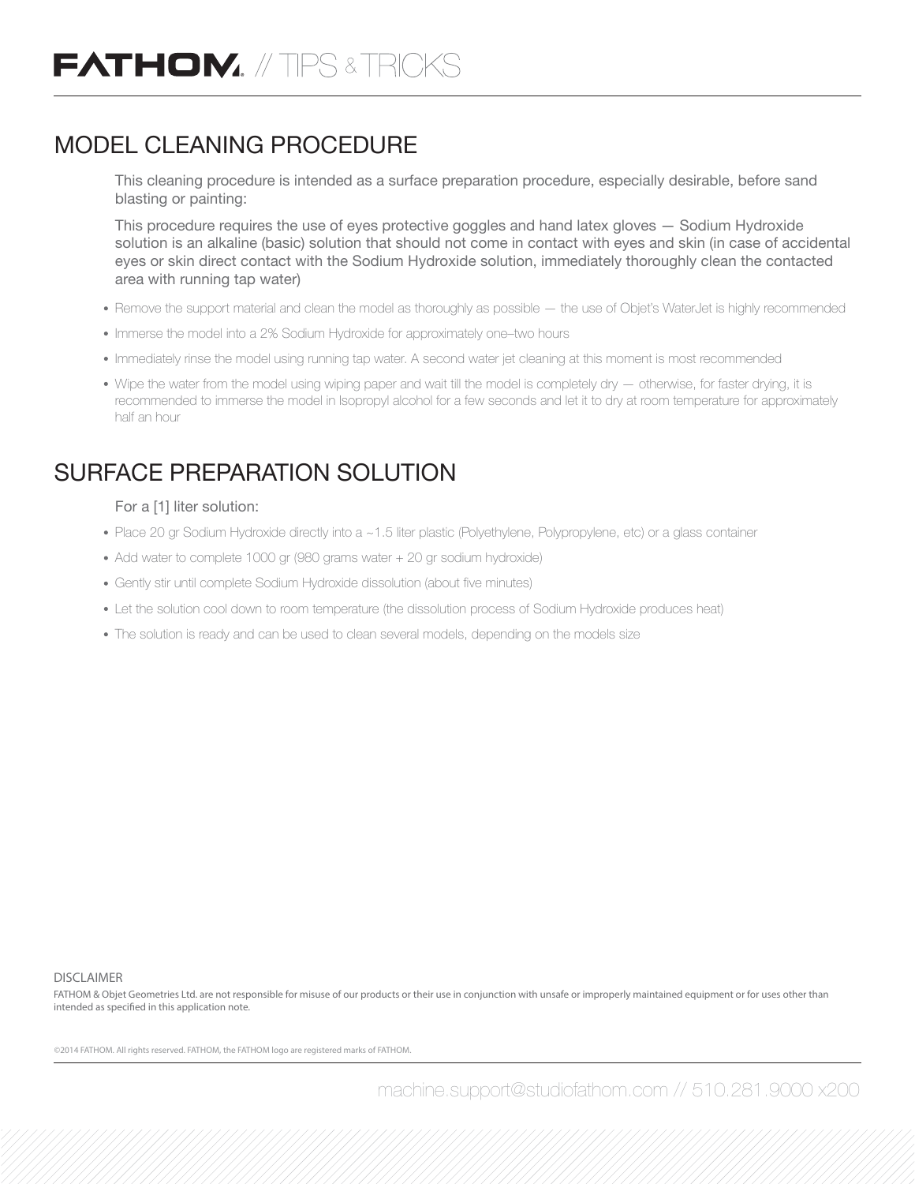# MODEL CLEANING PROCEDURE

This cleaning procedure is intended as a surface preparation procedure, especially desirable, before sand blasting or painting:

This procedure requires the use of eyes protective goggles and hand latex gloves — Sodium Hydroxide solution is an alkaline (basic) solution that should not come in contact with eyes and skin (in case of accidental eyes or skin direct contact with the Sodium Hydroxide solution, immediately thoroughly clean the contacted area with running tap water)

- Remove the support material and clean the model as thoroughly as possible — the use of Objet's WaterJet is highly recommended
- Immerse the model into a 2% Sodium Hydroxide for approximately one–two hours
- Immediately rinse the model using running tap water. A second water jet cleaning at this moment is most recommended
- Wipe the water from the model using wiping paper and wait till the model is completely dry — otherwise, for faster drying, it is recommended to immerse the model in Isopropyl alcohol for a few seconds and let it to dry at room temperature for approximately half an hour

# SURFACE PREPARATION SOLUTION

For a [1] liter solution:

- Place 20 gr Sodium Hydroxide directly into a ~1.5 liter plastic (Polyethylene, Polypropylene, etc) or a glass container
- Add water to complete 1000 gr (980 grams water + 20 gr sodium hydroxide)
- Gently stir until complete Sodium Hydroxide dissolution (about five minutes)
- Let the solution cool down to room temperature (the dissolution process of Sodium Hydroxide produces heat)
- The solution is ready and can be used to clean several models, depending on the models size

DISCLAIMER

FATHOM & Objet Geometries Ltd. are not responsible for misuse of our products or their use in conjunction with unsafe or improperly maintained equipment or for uses other than intended as specified in this application note.

©2014 FATHOM. All rights reserved. FATHOM, the FATHOM logo are registered marks of FATHOM.

machine.support@studiofathom.com // 510.281.9000 x200